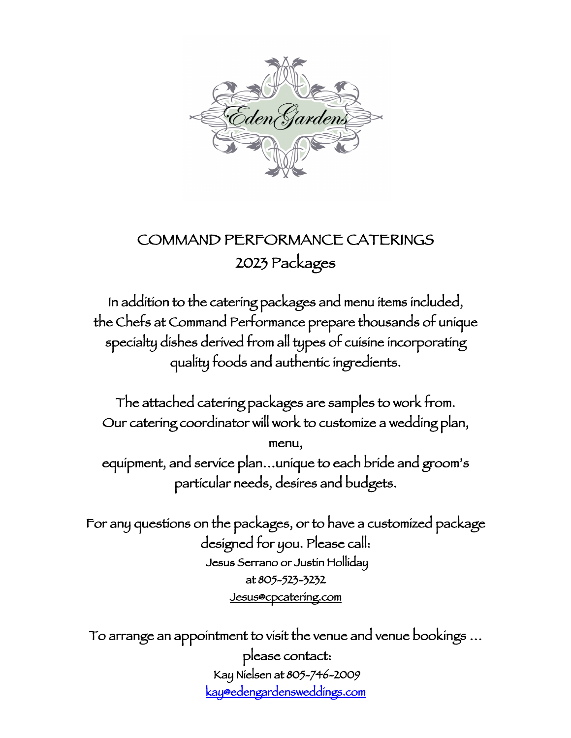Eden Gardens

# COMMAND PERFORMANCE CATERINGS
## 2023 Packages

In addition to the catering packages and menu items included, the Chefs at Command Performance prepare thousands of unique specialty dishes derived from all types of cuisine incorporating quality foods and authentic ingredients.

The attached catering packages are samples to work from. Our catering coordinator will work to customize a wedding plan, menu, equipment, and service plan…unique to each bride and groom's particular needs, desires and budgets.

For any questions on the packages, or to have a customized package designed for you. Please call:
Jesus Serrano or Justin Holliday
at 805-523-3232
Jesus@cpcatering.com

To arrange an appointment to visit the venue and venue bookings … please contact:
Kay Nielsen at 805-746-2009
kay@edengardensweddings.com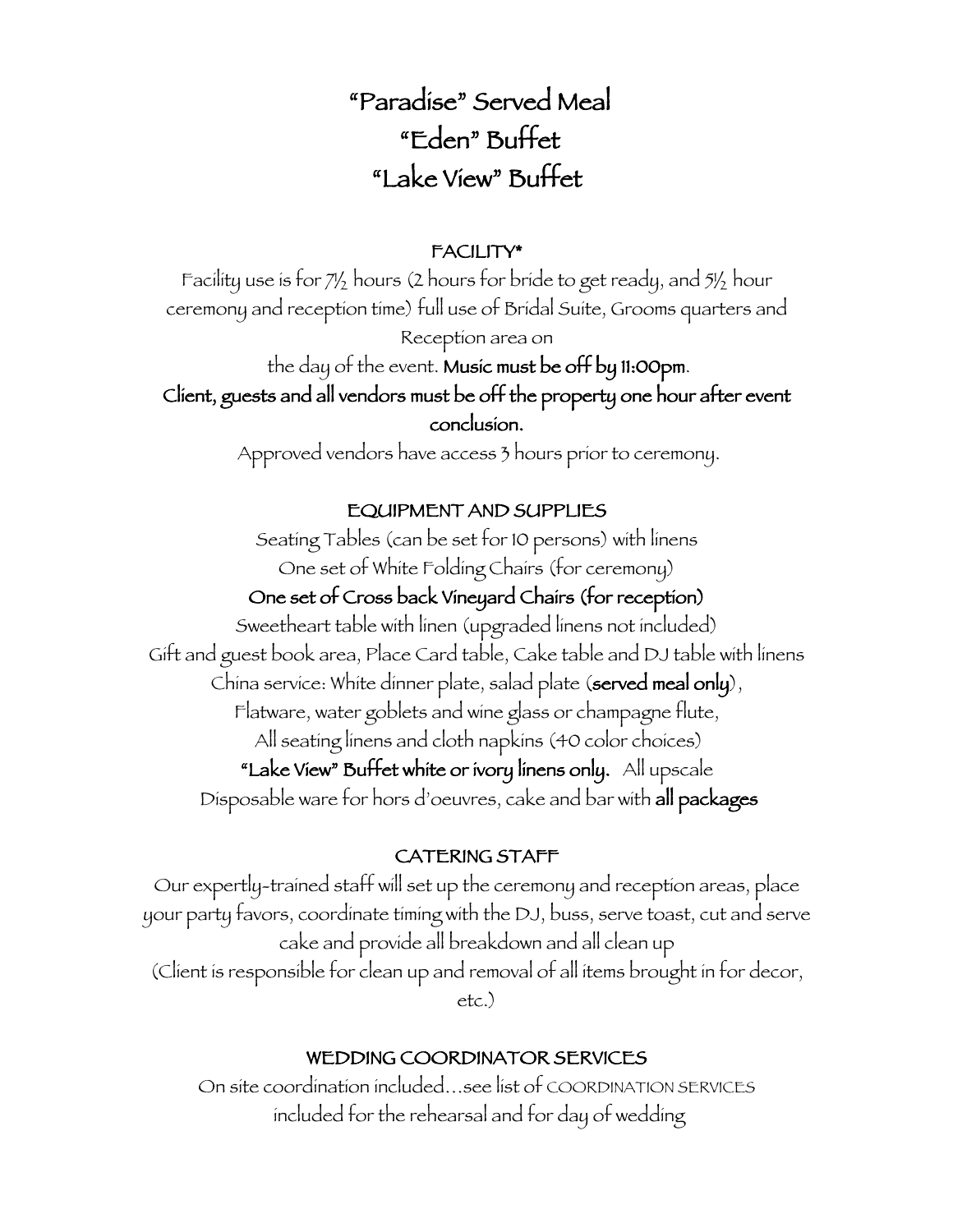# "Paradise" Served Meal
# "Eden" Buffet
# "Lake View" Buffet

## FACILITY*

Facility use is for 7½ hours (2 hours for bride to get ready, and 5½ hour ceremony and reception time) full use of Bridal Suite, Grooms quarters and Reception area on the day of the event. **Music must be off by 11:00pm.**

**Client, guests and all vendors must be off the property one hour after event conclusion.**

Approved vendors have access 3 hours prior to ceremony.

## EQUIPMENT AND SUPPLIES

Seating Tables (can be set for 10 persons) with linens
One set of White Folding Chairs (for ceremony)
**One set of Cross back Vineyard Chairs (for reception)**
Sweetheart table with linen (upgraded linens not included)
Gift and guest book area, Place Card table, Cake table and DJ table with linens
China service: White dinner plate, salad plate (**served meal only**),
Flatware, water goblets and wine glass or champagne flute,
All seating linens and cloth napkins (40 color choices)
**"Lake View" Buffet white or ivory linens only.** All upscale
Disposable ware for hors d'oeuvres, cake and bar with **all packages**

## CATERING STAFF

Our expertly-trained staff will set up the ceremony and reception areas, place your party favors, coordinate timing with the DJ, buss, serve toast, cut and serve cake and provide all breakdown and all clean up
(Client is responsible for clean up and removal of all items brought in for decor, etc.)

## WEDDING COORDINATOR SERVICES

On site coordination included…see list of COORDINATION SERVICES included for the rehearsal and for day of wedding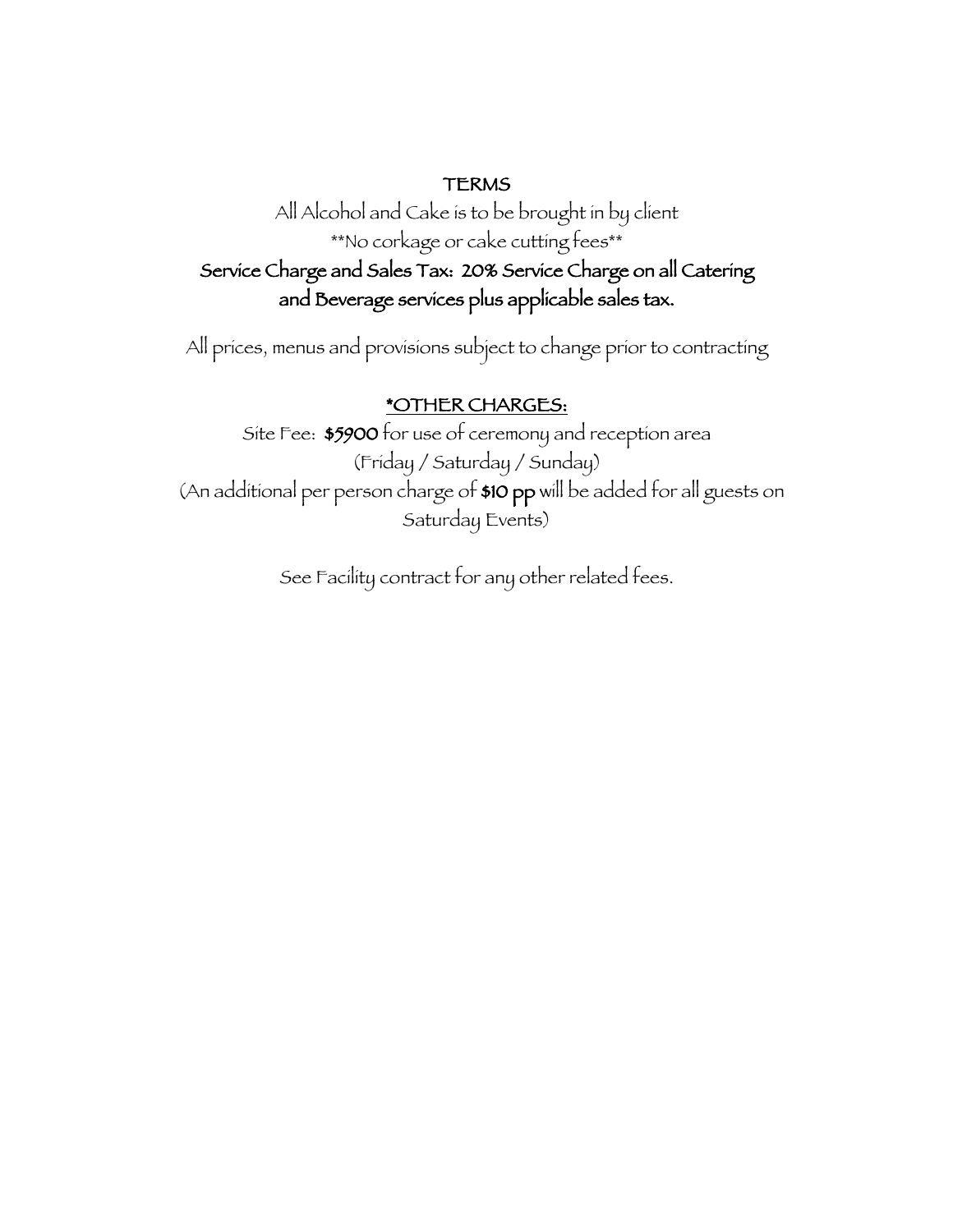## TERMS

All Alcohol and Cake is to be brought in by client

**No corkage or cake cutting fees**

**Service Charge and Sales Tax: 20% Service Charge on all Catering and Beverage services plus applicable sales tax.**

All prices, menus and provisions subject to change prior to contracting

## *OTHER CHARGES:

Site Fee: **$5900** for use of ceremony and reception area (Friday / Saturday / Sunday)
(An additional per person charge of **$10 pp** will be added for all guests on Saturday Events)

See Facility contract for any other related fees.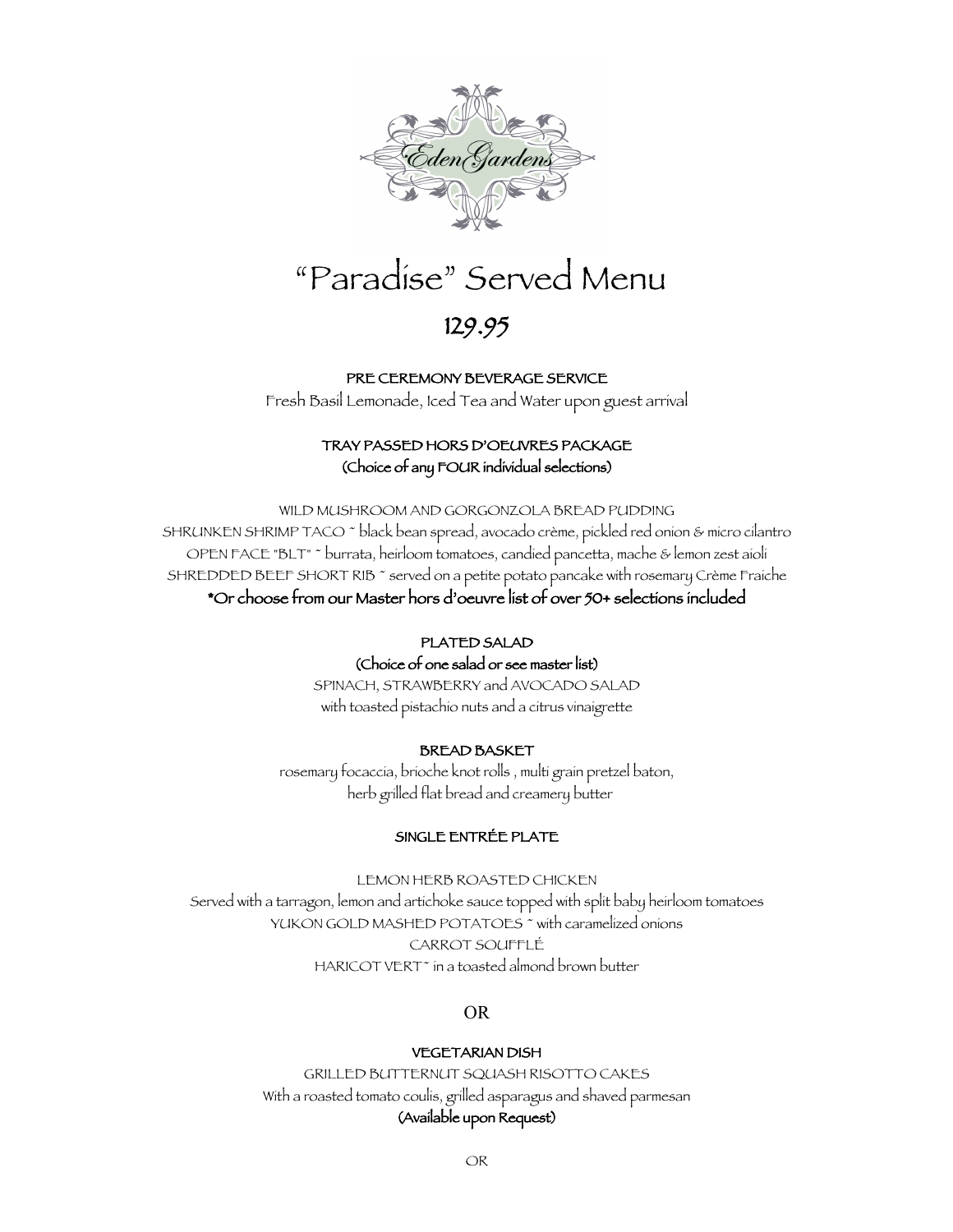EdenGardens

# "Paradise" Served Menu

## 129.95

**PRE CEREMONY BEVERAGE SERVICE**

Fresh Basil Lemonade, Iced Tea and Water upon guest arrival

**TRAY PASSED HORS D'OEUVRES PACKAGE**
**(Choice of any FOUR individual selections)**

WILD MUSHROOM AND GORGONZOLA BREAD PUDDING
SHRUNKEN SHRIMP TACO ~ black bean spread, avocado crème, pickled red onion & micro cilantro
OPEN FACE "BLT" ~ burrata, heirloom tomatoes, candied pancetta, mache & lemon zest aioli
SHREDDED BEEF SHORT RIB ~ served on a petite potato pancake with rosemary Crème Fraiche

**\*Or choose from our Master hors d'oeuvre list of over 50+ selections included**

**PLATED SALAD**
**(Choice of one salad or see master list)**

SPINACH, STRAWBERRY and AVOCADO SALAD
with toasted pistachio nuts and a citrus vinaigrette

**BREAD BASKET**

rosemary focaccia, brioche knot rolls , multi grain pretzel baton,
herb grilled flat bread and creamery butter

**SINGLE ENTRÉE PLATE**

LEMON HERB ROASTED CHICKEN
Served with a tarragon, lemon and artichoke sauce topped with split baby heirloom tomatoes
YUKON GOLD MASHED POTATOES ~ with caramelized onions
CARROT SOUFFLÉ
HARICOT VERT~ in a toasted almond brown butter

OR

**VEGETARIAN DISH**

GRILLED BUTTERNUT SQUASH RISOTTO CAKES
With a roasted tomato coulis, grilled asparagus and shaved parmesan
**(Available upon Request)**

OR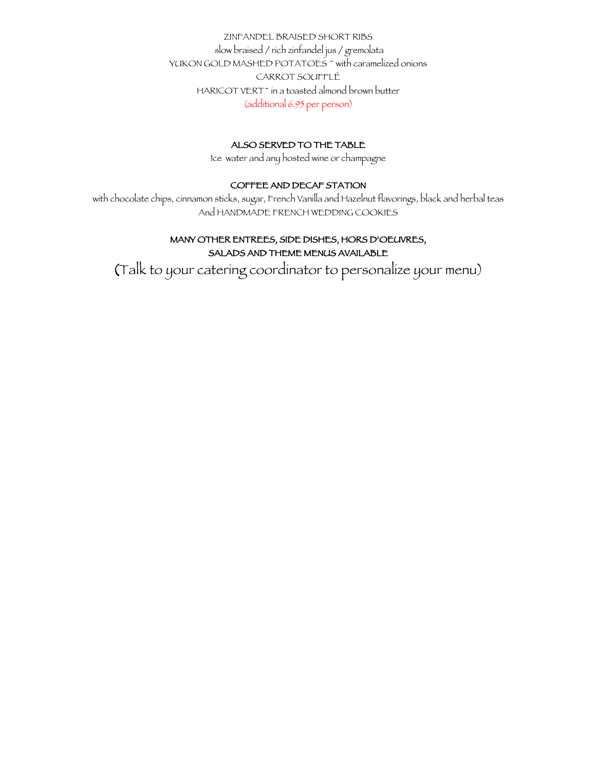ZINFANDEL BRAISED SHORT RIBS
slow braised / rich zinfandel jus / gremolata
YUKON GOLD MASHED POTATOES ~ with caramelized onions
CARROT SOUFFLÉ
HARICOT VERT ~ in a toasted almond brown butter
(additional 6.95 per person)

**ALSO SERVED TO THE TABLE**
Ice water and any hosted wine or champagne

**COFFEE AND DECAF STATION**
with chocolate chips, cinnamon sticks, sugar, French Vanilla and Hazelnut flavorings, black and herbal teas
And HANDMADE FRENCH WEDDING COOKIES

**MANY OTHER ENTREES, SIDE DISHES, HORS D'OEUVRES,**
**SALADS AND THEME MENUS AVAILABLE**
(Talk to your catering coordinator to personalize your menu)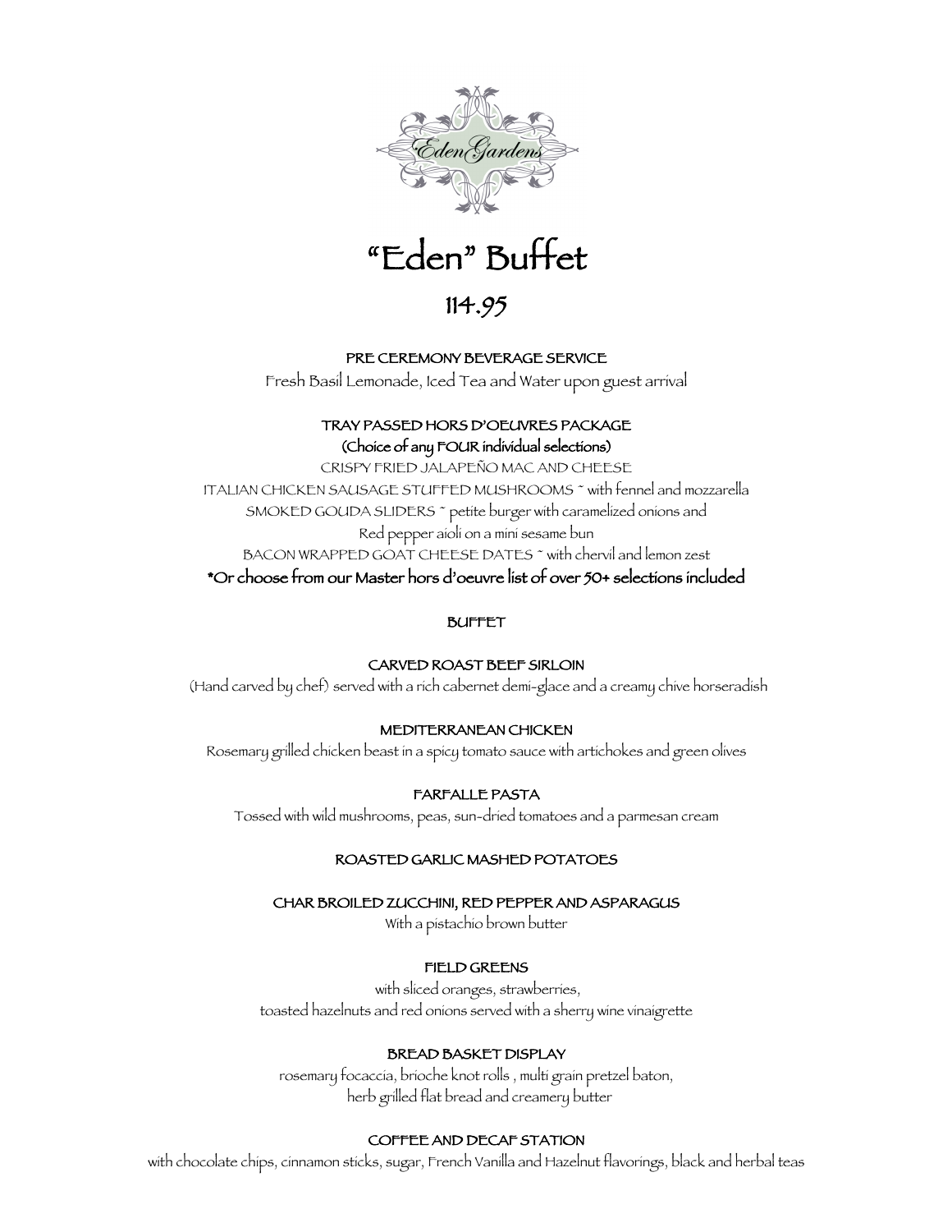EdenGardens

# "Eden" Buffet

## 114.95

**PRE CEREMONY BEVERAGE SERVICE**

Fresh Basil Lemonade, Iced Tea and Water upon guest arrival

**TRAY PASSED HORS D'OEUVRES PACKAGE**
**(Choice of any FOUR individual selections)**

CRISPY FRIED JALAPEÑO MAC AND CHEESE
ITALIAN CHICKEN SAUSAGE STUFFED MUSHROOMS ~ with fennel and mozzarella
SMOKED GOUDA SLIDERS ~ petite burger with caramelized onions and
Red pepper aioli on a mini sesame bun
BACON WRAPPED GOAT CHEESE DATES ~ with chervil and lemon zest

**\*Or choose from our Master hors d'oeuvre list of over 50+ selections included**

**BUFFET**

**CARVED ROAST BEEF SIRLOIN**

(Hand carved by chef) served with a rich cabernet demi-glace and a creamy chive horseradish

**MEDITERRANEAN CHICKEN**

Rosemary grilled chicken beast in a spicy tomato sauce with artichokes and green olives

**FARFALLE PASTA**

Tossed with wild mushrooms, peas, sun-dried tomatoes and a parmesan cream

**ROASTED GARLIC MASHED POTATOES**

**CHAR BROILED ZUCCHINI, RED PEPPER AND ASPARAGUS**

With a pistachio brown butter

**FIELD GREENS**

with sliced oranges, strawberries,
toasted hazelnuts and red onions served with a sherry wine vinaigrette

**BREAD BASKET DISPLAY**

rosemary focaccia, brioche knot rolls , multi grain pretzel baton,
herb grilled flat bread and creamery butter

**COFFEE AND DECAF STATION**

with chocolate chips, cinnamon sticks, sugar, French Vanilla and Hazelnut flavorings, black and herbal teas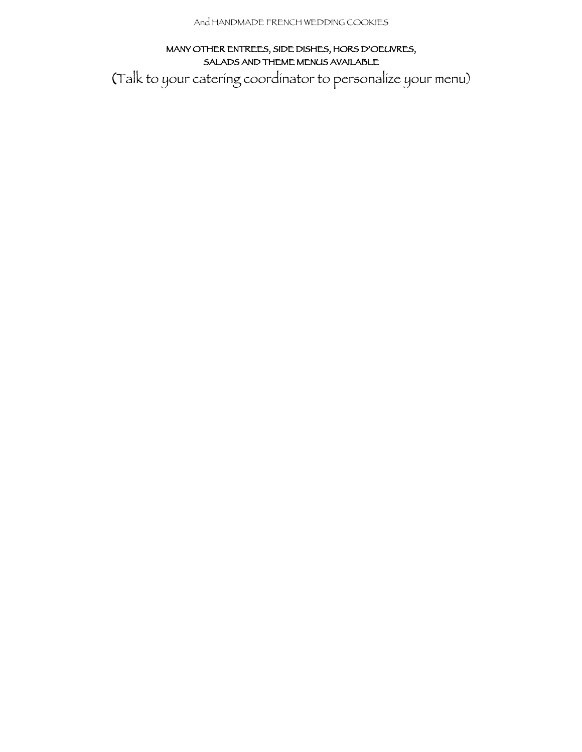And HANDMADE FRENCH WEDDING COOKIES

**MANY OTHER ENTREES, SIDE DISHES, HORS D'OEUVRES, SALADS AND THEME MENUS AVAILABLE**

(Talk to your catering coordinator to personalize your menu)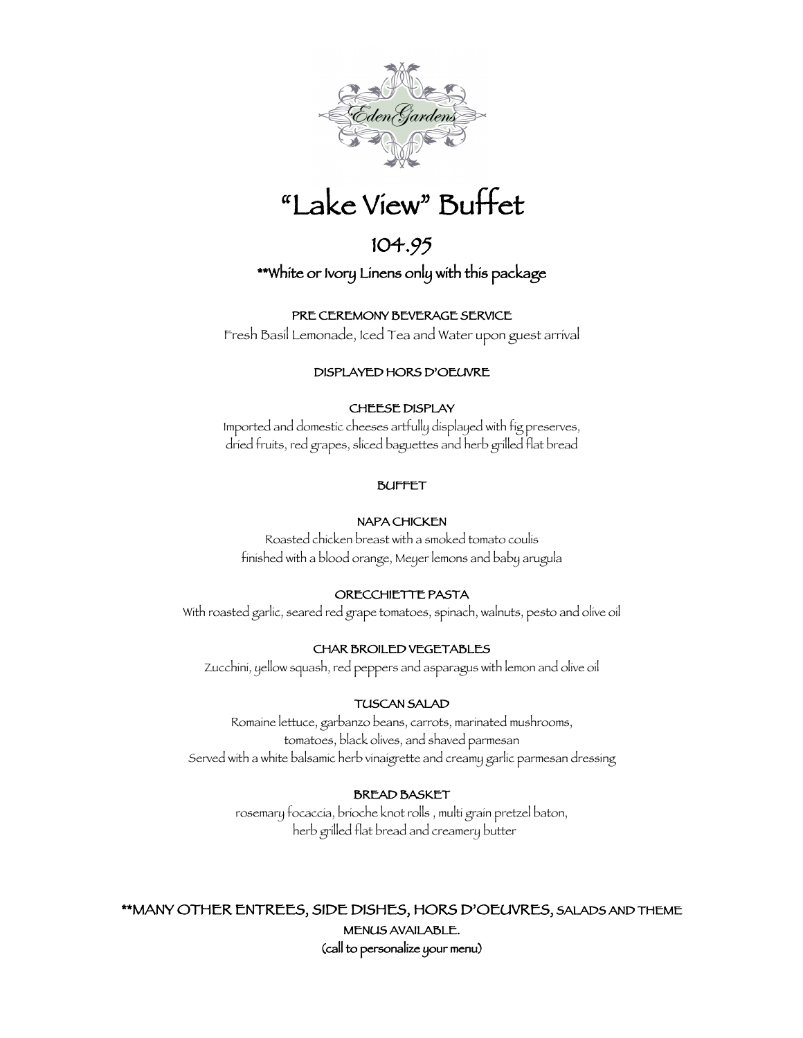# "Lake View" Buffet

## 104.95

**White or Ivory Linens only with this package

### PRE CEREMONY BEVERAGE SERVICE

Fresh Basil Lemonade, Iced Tea and Water upon guest arrival

### DISPLAYED HORS D'OEUVRE

#### CHEESE DISPLAY

Imported and domestic cheeses artfully displayed with fig preserves, dried fruits, red grapes, sliced baguettes and herb grilled flat bread

### BUFFET

#### NAPA CHICKEN

Roasted chicken breast with a smoked tomato coulis finished with a blood orange, Meyer lemons and baby arugula

#### ORECCHIETTE PASTA

With roasted garlic, seared red grape tomatoes, spinach, walnuts, pesto and olive oil

#### CHAR BROILED VEGETABLES

Zucchini, yellow squash, red peppers and asparagus with lemon and olive oil

#### TUSCAN SALAD

Romaine lettuce, garbanzo beans, carrots, marinated mushrooms, tomatoes, black olives, and shaved parmesan
Served with a white balsamic herb vinaigrette and creamy garlic parmesan dressing

#### BREAD BASKET

rosemary focaccia, brioche knot rolls , multi grain pretzel baton, herb grilled flat bread and creamery butter

**MANY OTHER ENTREES, SIDE DISHES, HORS D'OEUVRES, SALADS AND THEME MENUS AVAILABLE.
(call to personalize your menu)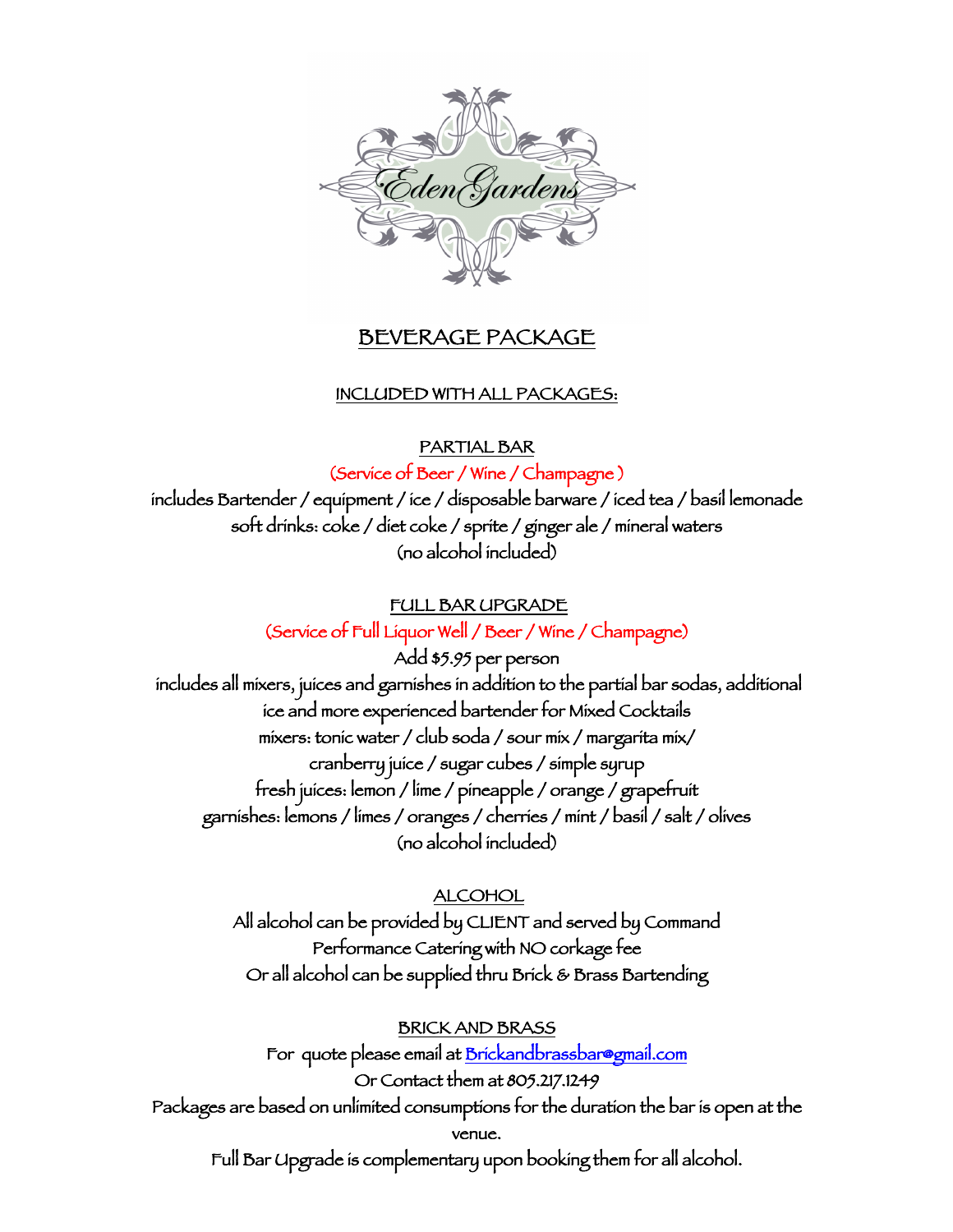# BEVERAGE PACKAGE

## INCLUDED WITH ALL PACKAGES:

### PARTIAL BAR

(Service of Beer / Wine / Champagne )

includes Bartender / equipment / ice / disposable barware / iced tea / basil lemonade

soft drinks: coke / diet coke / sprite / ginger ale / mineral waters

(no alcohol included)

### FULL BAR UPGRADE

(Service of Full Liquor Well / Beer / Wine / Champagne)

Add $5.95 per person

includes all mixers, juices and garnishes in addition to the partial bar sodas, additional ice and more experienced bartender for Mixed Cocktails

mixers: tonic water / club soda / sour mix / margarita mix/

cranberry juice / sugar cubes / simple syrup

fresh juices: lemon / lime / pineapple / orange / grapefruit

garnishes: lemons / limes / oranges / cherries / mint / basil / salt / olives

(no alcohol included)

### ALCOHOL

All alcohol can be provided by CLIENT and served by Command Performance Catering with NO corkage fee

Or all alcohol can be supplied thru Brick & Brass Bartending

### BRICK AND BRASS

For quote please email at Brickandbrassbar@gmail.com

Or Contact them at 805.217.1249

Packages are based on unlimited consumptions for the duration the bar is open at the venue.

Full Bar Upgrade is complementary upon booking them for all alcohol.